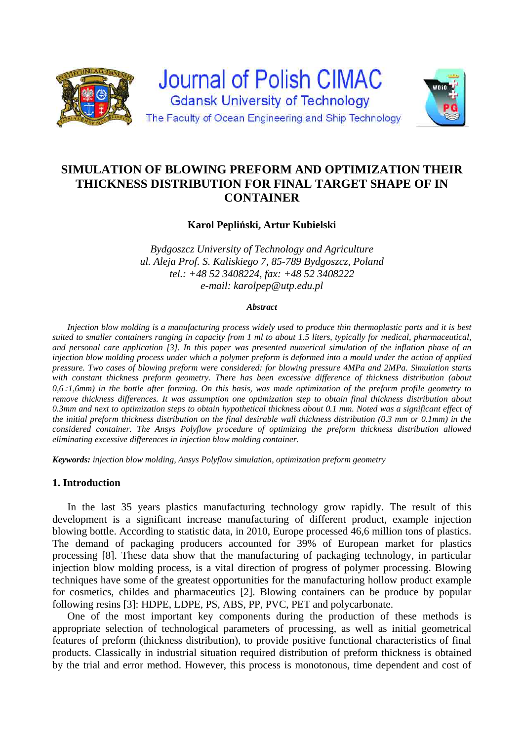Journal of Polish CIMAC

Gdansk University of Technology

The Faculty of Ocean Engineering and Ship Technology

# SIMULATION OF BLOWING PREFORM AND OPTIMIZATION THEIR THICKNESS DISTRIBUTION FOR FINAL TARGET SHAPE OF IN CONTAINER

**Karol Pepliński, Artur Kubielski**

*Bydgoszcz University of Technology and Agriculture*
*ul. Aleja Prof. S. Kaliskiego 7, 85-789 Bydgoszcz, Poland*
*tel.: +48 52 3408224, fax: +48 52 3408222*
*e-mail: karolpep@utp.edu.pl*

***Abstract***

*Injection blow molding is a manufacturing process widely used to produce thin thermoplastic parts and it is best suited to smaller containers ranging in capacity from 1 ml to about 1.5 liters, typically for medical, pharmaceutical, and personal care application [3]. In this paper was presented numerical simulation of the inflation phase of an injection blow molding process under which a polymer preform is deformed into a mould under the action of applied pressure. Two cases of blowing preform were considered: for blowing pressure 4MPa and 2MPa. Simulation starts with constant thickness preform geometry. There has been excessive difference of thickness distribution (about 0,6÷1,6mm) in the bottle after forming. On this basis, was made optimization of the preform profile geometry to remove thickness differences. It was assumption one optimization step to obtain final thickness distribution about 0.3mm and next to optimization steps to obtain hypothetical thickness about 0.1 mm. Noted was a significant effect of the initial preform thickness distribution on the final desirable wall thickness distribution (0.3 mm or 0.1mm) in the considered container. The Ansys Polyflow procedure of optimizing the preform thickness distribution allowed eliminating excessive differences in injection blow molding container.*

***Keywords:*** *injection blow molding, Ansys Polyflow simulation, optimization preform geometry*

## 1. Introduction

In the last 35 years plastics manufacturing technology grow rapidly. The result of this development is a significant increase manufacturing of different product, example injection blowing bottle. According to statistic data, in 2010, Europe processed 46,6 million tons of plastics. The demand of packaging producers accounted for 39% of European market for plastics processing [8]. These data show that the manufacturing of packaging technology, in particular injection blow molding process, is a vital direction of progress of polymer processing. Blowing techniques have some of the greatest opportunities for the manufacturing hollow product example for cosmetics, childes and pharmaceutics [2]. Blowing containers can be produce by popular following resins [3]: HDPE, LDPE, PS, ABS, PP, PVC, PET and polycarbonate.

One of the most important key components during the production of these methods is appropriate selection of technological parameters of processing, as well as initial geometrical features of preform (thickness distribution), to provide positive functional characteristics of final products. Classically in industrial situation required distribution of preform thickness is obtained by the trial and error method. However, this process is monotonous, time dependent and cost of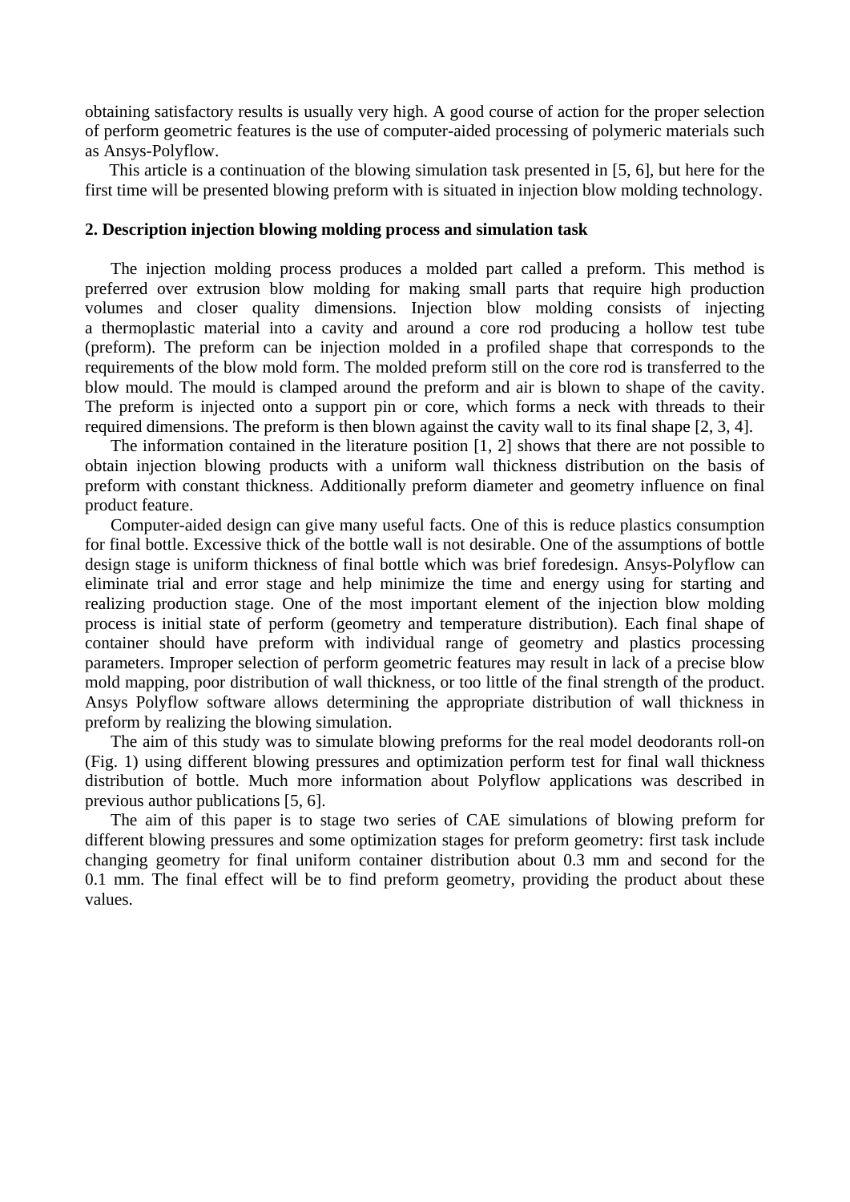obtaining satisfactory results is usually very high. A good course of action for the proper selection of perform geometric features is the use of computer-aided processing of polymeric materials such as Ansys-Polyflow.

This article is a continuation of the blowing simulation task presented in [5, 6], but here for the first time will be presented blowing preform with is situated in injection blow molding technology.

## 2. Description injection blowing molding process and simulation task

The injection molding process produces a molded part called a preform. This method is preferred over extrusion blow molding for making small parts that require high production volumes and closer quality dimensions. Injection blow molding consists of injecting a thermoplastic material into a cavity and around a core rod producing a hollow test tube (preform). The preform can be injection molded in a profiled shape that corresponds to the requirements of the blow mold form. The molded preform still on the core rod is transferred to the blow mould. The mould is clamped around the preform and air is blown to shape of the cavity. The preform is injected onto a support pin or core, which forms a neck with threads to their required dimensions. The preform is then blown against the cavity wall to its final shape [2, 3, 4].

The information contained in the literature position [1, 2] shows that there are not possible to obtain injection blowing products with a uniform wall thickness distribution on the basis of preform with constant thickness. Additionally preform diameter and geometry influence on final product feature.

Computer-aided design can give many useful facts. One of this is reduce plastics consumption for final bottle. Excessive thick of the bottle wall is not desirable. One of the assumptions of bottle design stage is uniform thickness of final bottle which was brief foredesign. Ansys-Polyflow can eliminate trial and error stage and help minimize the time and energy using for starting and realizing production stage. One of the most important element of the injection blow molding process is initial state of perform (geometry and temperature distribution). Each final shape of container should have preform with individual range of geometry and plastics processing parameters. Improper selection of perform geometric features may result in lack of a precise blow mold mapping, poor distribution of wall thickness, or too little of the final strength of the product. Ansys Polyflow software allows determining the appropriate distribution of wall thickness in preform by realizing the blowing simulation.

The aim of this study was to simulate blowing preforms for the real model deodorants roll-on (Fig. 1) using different blowing pressures and optimization perform test for final wall thickness distribution of bottle. Much more information about Polyflow applications was described in previous author publications [5, 6].

The aim of this paper is to stage two series of CAE simulations of blowing preform for different blowing pressures and some optimization stages for preform geometry: first task include changing geometry for final uniform container distribution about 0.3 mm and second for the 0.1 mm. The final effect will be to find preform geometry, providing the product about these values.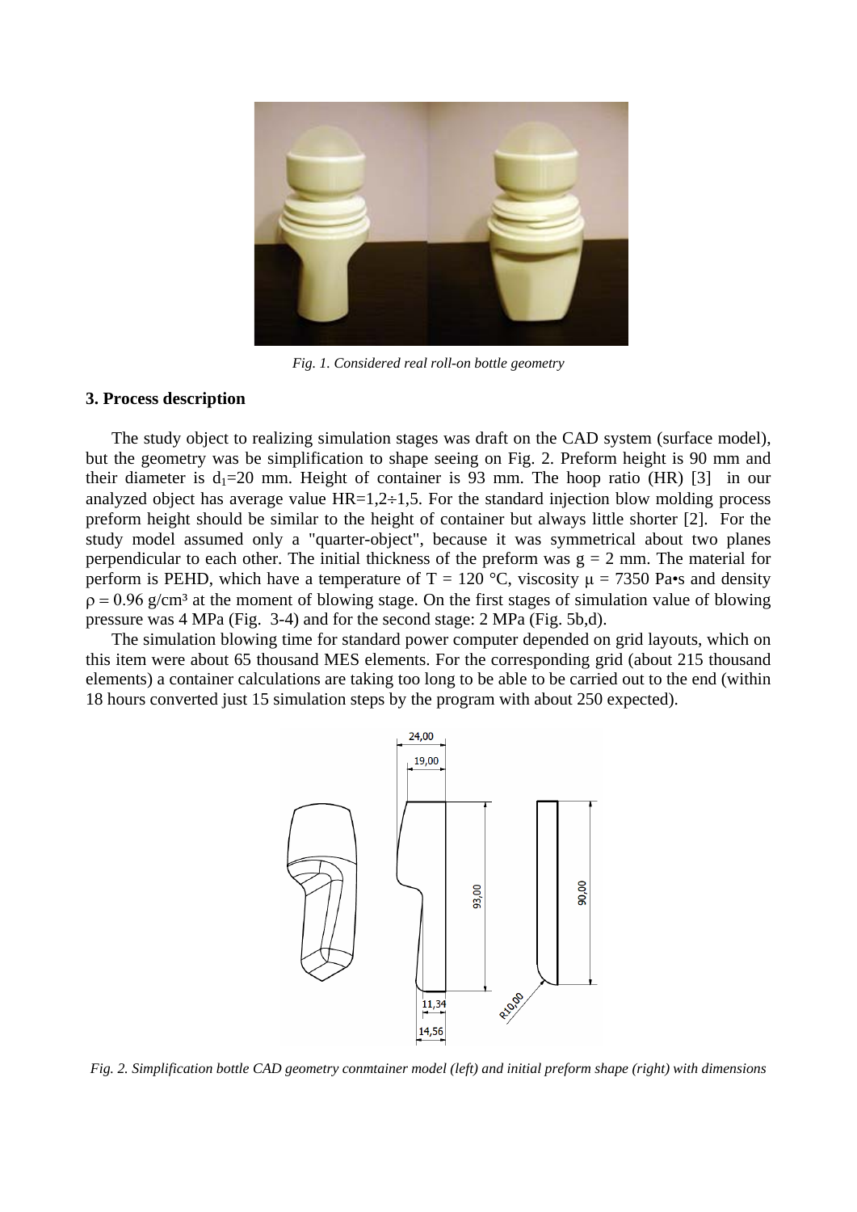*Fig. 1. Considered real roll-on bottle geometry*

### 3. Process description

The study object to realizing simulation stages was draft on the CAD system (surface model), but the geometry was be simplification to shape seeing on Fig. 2. Preform height is 90 mm and their diameter is $d_1$=20 mm. Height of container is 93 mm. The hoop ratio (HR) [3] in our analyzed object has average value HR=1,2÷1,5. For the standard injection blow molding process preform height should be similar to the height of container but always little shorter [2]. For the study model assumed only a "quarter-object", because it was symmetrical about two planes perpendicular to each other. The initial thickness of the preform was g = 2 mm. The material for perform is PEHD, which have a temperature of T = 120 °C, viscosity $\mu$ = 7350 Pa•s and density $\rho$ = 0.96 g/cm³ at the moment of blowing stage. On the first stages of simulation value of blowing pressure was 4 MPa (Fig. 3-4) and for the second stage: 2 MPa (Fig. 5b,d).

The simulation blowing time for standard power computer depended on grid layouts, which on this item were about 65 thousand MES elements. For the corresponding grid (about 215 thousand elements) a container calculations are taking too long to be able to be carried out to the end (within 18 hours converted just 15 simulation steps by the program with about 250 expected).

*Fig. 2. Simplification bottle CAD geometry conmtainer model (left) and initial preform shape (right) with dimensions*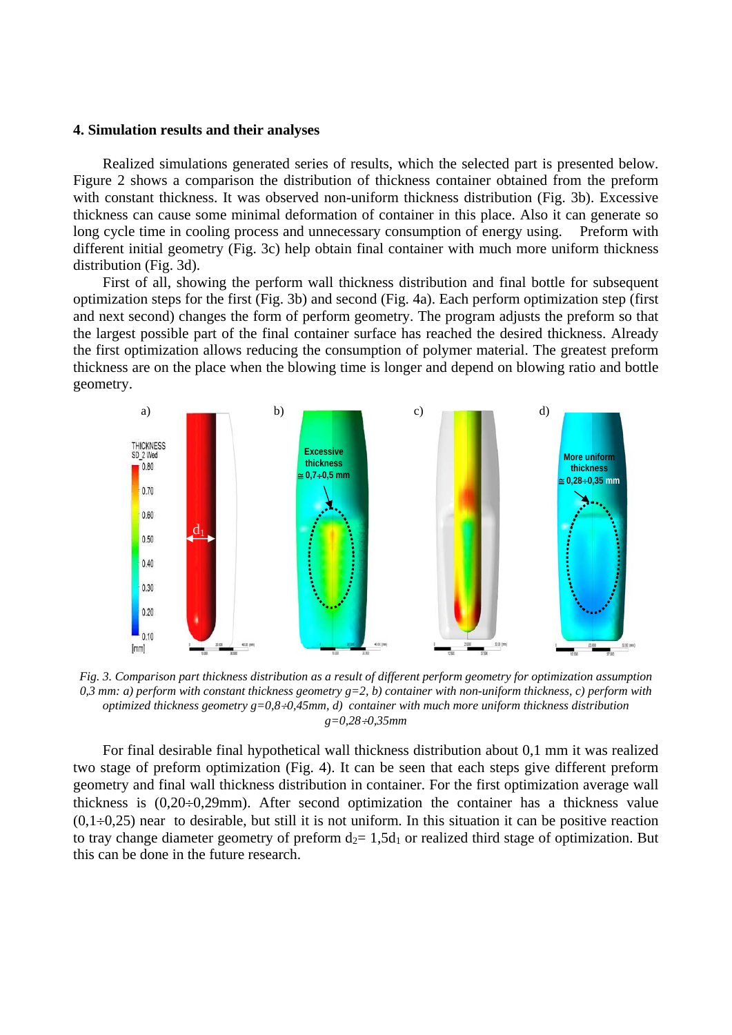## 4. Simulation results and their analyses

Realized simulations generated series of results, which the selected part is presented below. Figure 2 shows a comparison the distribution of thickness container obtained from the preform with constant thickness. It was observed non-uniform thickness distribution (Fig. 3b). Excessive thickness can cause some minimal deformation of container in this place. Also it can generate so long cycle time in cooling process and unnecessary consumption of energy using. Preform with different initial geometry (Fig. 3c) help obtain final container with much more uniform thickness distribution (Fig. 3d).

First of all, showing the perform wall thickness distribution and final bottle for subsequent optimization steps for the first (Fig. 3b) and second (Fig. 4a). Each perform optimization step (first and next second) changes the form of perform geometry. The program adjusts the preform so that the largest possible part of the final container surface has reached the desired thickness. Already the first optimization allows reducing the consumption of polymer material. The greatest preform thickness are on the place when the blowing time is longer and depend on blowing ratio and bottle geometry.

*Fig. 3. Comparison part thickness distribution as a result of different perform geometry for optimization assumption 0,3 mm: a) perform with constant thickness geometry g=2, b) container with non-uniform thickness, c) perform with optimized thickness geometry g=0,8÷0,45mm, d) container with much more uniform thickness distribution g=0,28÷0,35mm*

For final desirable final hypothetical wall thickness distribution about 0,1 mm it was realized two stage of preform optimization (Fig. 4). It can be seen that each steps give different preform geometry and final wall thickness distribution in container. For the first optimization average wall thickness is (0,20÷0,29mm). After second optimization the container has a thickness value (0,1÷0,25) near to desirable, but still it is not uniform. In this situation it can be positive reaction to tray change diameter geometry of preform $d_2 = 1{,}5d_1$ or realized third stage of optimization. But this can be done in the future research.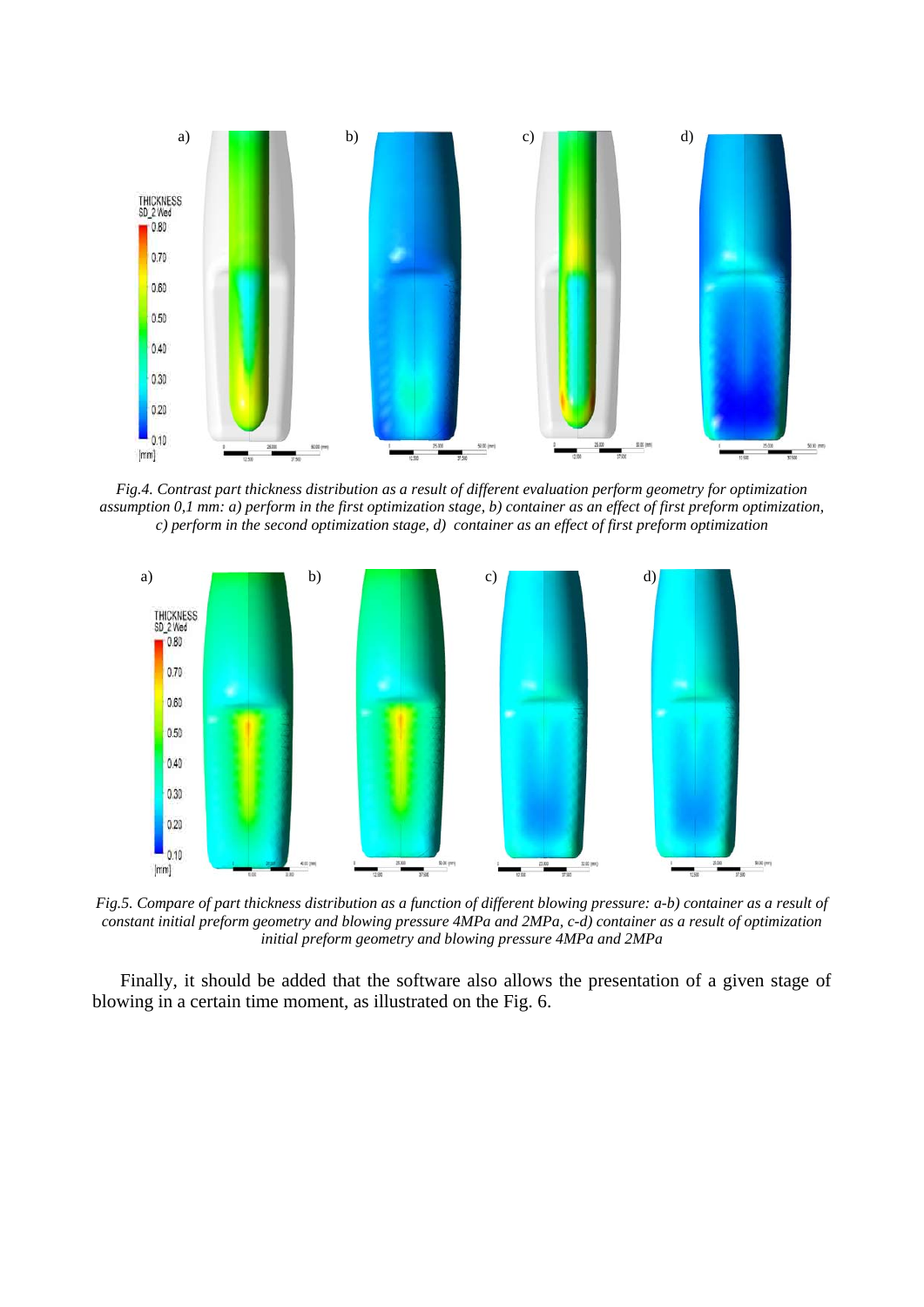*Fig.4. Contrast part thickness distribution as a result of different evaluation perform geometry for optimization assumption 0,1 mm: a) perform in the first optimization stage, b) container as an effect of first preform optimization, c) perform in the second optimization stage, d) container as an effect of first preform optimization*

*Fig.5. Compare of part thickness distribution as a function of different blowing pressure: a-b) container as a result of constant initial preform geometry and blowing pressure 4MPa and 2MPa, c-d) container as a result of optimization initial preform geometry and blowing pressure 4MPa and 2MPa*

Finally, it should be added that the software also allows the presentation of a given stage of blowing in a certain time moment, as illustrated on the Fig. 6.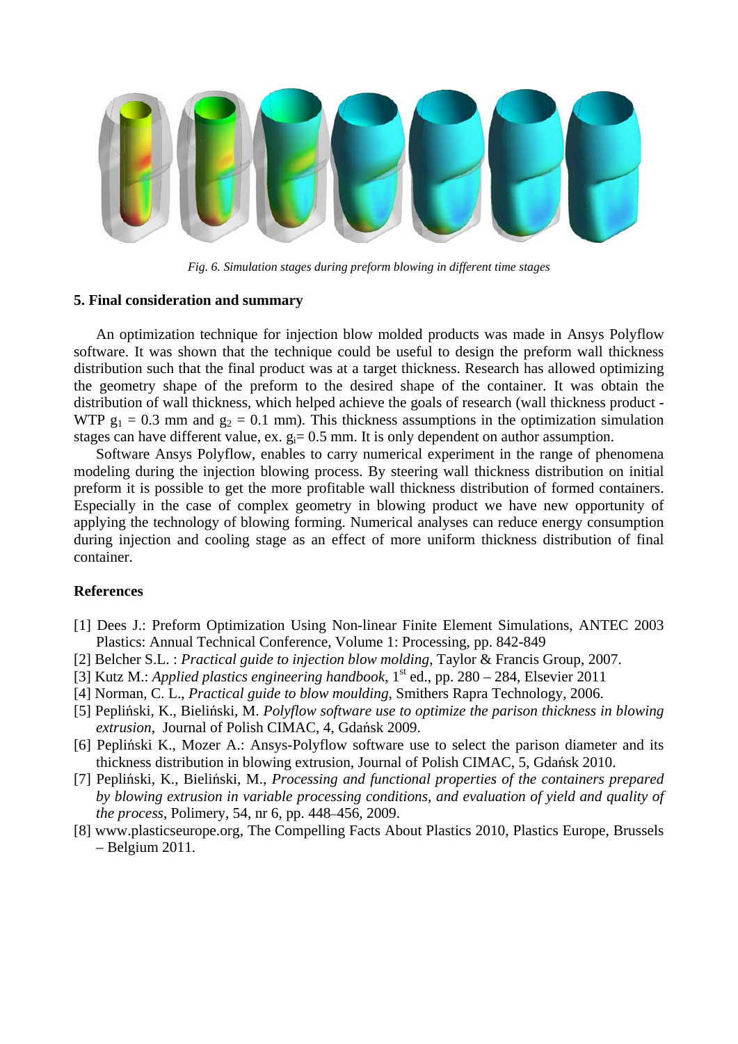*Fig. 6. Simulation stages during preform blowing in different time stages*

## 5. Final consideration and summary

An optimization technique for injection blow molded products was made in Ansys Polyflow software. It was shown that the technique could be useful to design the preform wall thickness distribution such that the final product was at a target thickness. Research has allowed optimizing the geometry shape of the preform to the desired shape of the container. It was obtain the distribution of wall thickness, which helped achieve the goals of research (wall thickness product - WTP $g_1 = 0.3$ mm and $g_2 = 0.1$ mm). This thickness assumptions in the optimization simulation stages can have different value, ex. $g_i = 0.5$ mm. It is only dependent on author assumption.

Software Ansys Polyflow, enables to carry numerical experiment in the range of phenomena modeling during the injection blowing process. By steering wall thickness distribution on initial preform it is possible to get the more profitable wall thickness distribution of formed containers. Especially in the case of complex geometry in blowing product we have new opportunity of applying the technology of blowing forming. Numerical analyses can reduce energy consumption during injection and cooling stage as an effect of more uniform thickness distribution of final container.

## References

[1] Dees J.: Preform Optimization Using Non-linear Finite Element Simulations, ANTEC 2003 Plastics: Annual Technical Conference, Volume 1: Processing, pp. 842-849

[2] Belcher S.L. : *Practical guide to injection blow molding*, Taylor & Francis Group, 2007.

[3] Kutz M.: *Applied plastics engineering handbook*, 1st ed., pp. 280 – 284, Elsevier 2011

[4] Norman, C. L., *Practical guide to blow moulding*, Smithers Rapra Technology, 2006.

[5] Pepliński, K., Bieliński, M. *Polyflow software use to optimize the parison thickness in blowing extrusion*, Journal of Polish CIMAC, 4, Gdańsk 2009.

[6] Pepliński K., Mozer A.: Ansys-Polyflow software use to select the parison diameter and its thickness distribution in blowing extrusion, Journal of Polish CIMAC, 5, Gdańsk 2010.

[7] Pepliński, K., Bieliński, M., *Processing and functional properties of the containers prepared by blowing extrusion in variable processing conditions, and evaluation of yield and quality of the process*, Polimery, 54, nr 6, pp. 448–456, 2009.

[8] www.plasticseurope.org, The Compelling Facts About Plastics 2010, Plastics Europe, Brussels – Belgium 2011.